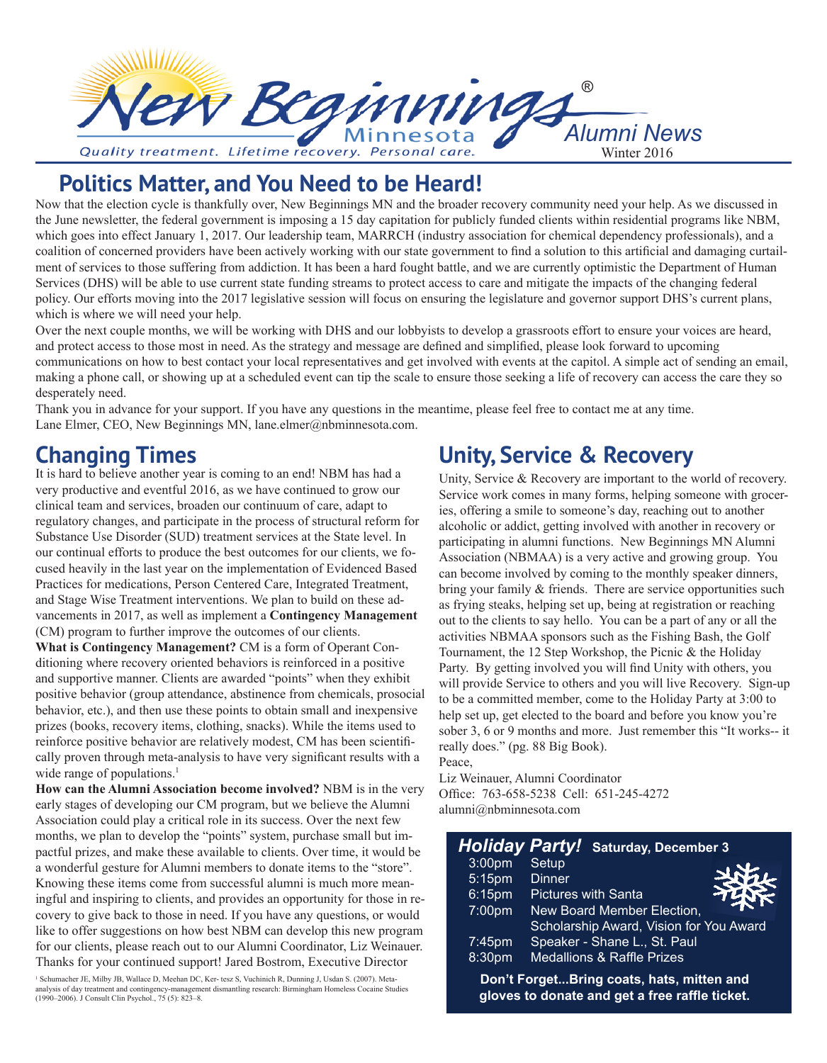# New Beginnings® Minnesota

*Quality treatment. Lifetime recovery. Personal care.*

*Alumni News*

Winter 2016

## Politics Matter, and You Need to be Heard!

Now that the election cycle is thankfully over, New Beginnings MN and the broader recovery community need your help. As we discussed in the June newsletter, the federal government is imposing a 15 day capitation for publicly funded clients within residential programs like NBM, which goes into effect January 1, 2017. Our leadership team, MARRCH (industry association for chemical dependency professionals), and a coalition of concerned providers have been actively working with our state government to find a solution to this artificial and damaging curtailment of services to those suffering from addiction. It has been a hard fought battle, and we are currently optimistic the Department of Human Services (DHS) will be able to use current state funding streams to protect access to care and mitigate the impacts of the changing federal policy. Our efforts moving into the 2017 legislative session will focus on ensuring the legislature and governor support DHS's current plans, which is where we will need your help.

Over the next couple months, we will be working with DHS and our lobbyists to develop a grassroots effort to ensure your voices are heard, and protect access to those most in need. As the strategy and message are defined and simplified, please look forward to upcoming communications on how to best contact your local representatives and get involved with events at the capitol. A simple act of sending an email, making a phone call, or showing up at a scheduled event can tip the scale to ensure those seeking a life of recovery can access the care they so desperately need.

Thank you in advance for your support. If you have any questions in the meantime, please feel free to contact me at any time.
Lane Elmer, CEO, New Beginnings MN, lane.elmer@nbminnesota.com.

## Changing Times

It is hard to believe another year is coming to an end! NBM has had a very productive and eventful 2016, as we have continued to grow our clinical team and services, broaden our continuum of care, adapt to regulatory changes, and participate in the process of structural reform for Substance Use Disorder (SUD) treatment services at the State level. In our continual efforts to produce the best outcomes for our clients, we focused heavily in the last year on the implementation of Evidenced Based Practices for medications, Person Centered Care, Integrated Treatment, and Stage Wise Treatment interventions. We plan to build on these advancements in 2017, as well as implement a **Contingency Management** (CM) program to further improve the outcomes of our clients.

**What is Contingency Management?** CM is a form of Operant Conditioning where recovery oriented behaviors is reinforced in a positive and supportive manner. Clients are awarded "points" when they exhibit positive behavior (group attendance, abstinence from chemicals, prosocial behavior, etc.), and then use these points to obtain small and inexpensive prizes (books, recovery items, clothing, snacks). While the items used to reinforce positive behavior are relatively modest, CM has been scientifically proven through meta-analysis to have very significant results with a wide range of populations.[1]

**How can the Alumni Association become involved?** NBM is in the very early stages of developing our CM program, but we believe the Alumni Association could play a critical role in its success. Over the next few months, we plan to develop the "points" system, purchase small but impactful prizes, and make these available to clients. Over time, it would be a wonderful gesture for Alumni members to donate items to the "store". Knowing these items come from successful alumni is much more meaningful and inspiring to clients, and provides an opportunity for those in recovery to give back to those in need. If you have any questions, or would like to offer suggestions on how best NBM can develop this new program for our clients, please reach out to our Alumni Coordinator, Liz Weinauer. Thanks for your continued support! Jared Bostrom, Executive Director

[1] Schumacher JE, Milby JB, Wallace D, Meehan DC, Ker- tesz S, Vuchinich R, Dunning J, Usdan S. (2007). Meta-analysis of day treatment and contingency-management dismantling research: Birmingham Homeless Cocaine Studies (1990–2006). J Consult Clin Psychol., 75 (5): 823–8.

## Unity, Service & Recovery

Unity, Service & Recovery are important to the world of recovery. Service work comes in many forms, helping someone with groceries, offering a smile to someone's day, reaching out to another alcoholic or addict, getting involved with another in recovery or participating in alumni functions. New Beginnings MN Alumni Association (NBMAA) is a very active and growing group. You can become involved by coming to the monthly speaker dinners, bring your family & friends. There are service opportunities such as frying steaks, helping set up, being at registration or reaching out to the clients to say hello. You can be a part of any or all the activities NBMAA sponsors such as the Fishing Bash, the Golf Tournament, the 12 Step Workshop, the Picnic & the Holiday Party. By getting involved you will find Unity with others, you will provide Service to others and you will live Recovery. Sign-up to be a committed member, come to the Holiday Party at 3:00 to help set up, get elected to the board and before you know you're sober 3, 6 or 9 months and more. Just remember this "It works-- it really does." (pg. 88 Big Book).

Peace,

Liz Weinauer, Alumni Coordinator
Office: 763-658-5238 Cell: 651-245-4272
alumni@nbminnesota.com

### *Holiday Party!* Saturday, December 3

| Time | Event |
| --- | --- |
| 3:00pm | Setup |
| 5:15pm | Dinner |
| 6:15pm | Pictures with Santa |
| 7:00pm | New Board Member Election, Scholarship Award, Vision for You Award |
| 7:45pm | Speaker - Shane L., St. Paul |
| 8:30pm | Medallions & Raffle Prizes |

**Don't Forget...Bring coats, hats, mitten and gloves to donate and get a free raffle ticket.**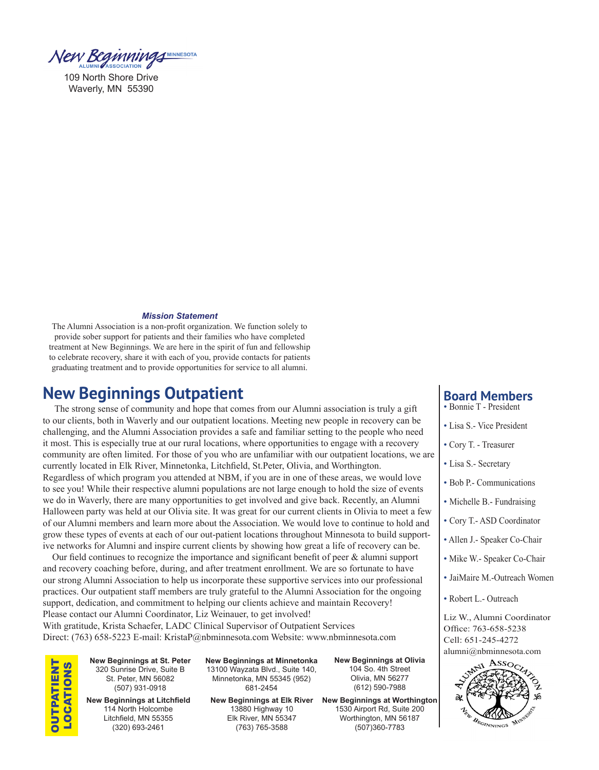New Beginnings MINNESOTA ALUMNI ASSOCIATION

109 North Shore Drive
Waverly, MN 55390

***Mission Statement***

The Alumni Association is a non-profit organization. We function solely to provide sober support for patients and their families who have completed treatment at New Beginnings. We are here in the spirit of fun and fellowship to celebrate recovery, share it with each of you, provide contacts for patients graduating treatment and to provide opportunities for service to all alumni.

## New Beginnings Outpatient

The strong sense of community and hope that comes from our Alumni association is truly a gift to our clients, both in Waverly and our outpatient locations. Meeting new people in recovery can be challenging, and the Alumni Association provides a safe and familiar setting to the people who need it most. This is especially true at our rural locations, where opportunities to engage with a recovery community are often limited. For those of you who are unfamiliar with our outpatient locations, we are currently located in Elk River, Minnetonka, Litchfield, St.Peter, Olivia, and Worthington. Regardless of which program you attended at NBM, if you are in one of these areas, we would love to see you! While their respective alumni populations are not large enough to hold the size of events we do in Waverly, there are many opportunities to get involved and give back. Recently, an Alumni Halloween party was held at our Olivia site. It was great for our current clients in Olivia to meet a few of our Alumni members and learn more about the Association. We would love to continue to hold and grow these types of events at each of our out-patient locations throughout Minnesota to build supportive networks for Alumni and inspire current clients by showing how great a life of recovery can be.

Our field continues to recognize the importance and significant benefit of peer & alumni support and recovery coaching before, during, and after treatment enrollment. We are so fortunate to have our strong Alumni Association to help us incorporate these supportive services into our professional practices. Our outpatient staff members are truly grateful to the Alumni Association for the ongoing support, dedication, and commitment to helping our clients achieve and maintain Recovery!
Please contact our Alumni Coordinator, Liz Weinauer, to get involved!
With gratitude, Krista Schaefer, LADC Clinical Supervisor of Outpatient Services
Direct: (763) 658-5223 E-mail: KristaP@nbminnesota.com Website: www.nbminnesota.com

## Board Members

- Bonnie T - President
- Lisa S.- Vice President
- Cory T. - Treasurer
- Lisa S.- Secretary
- Bob P.- Communications
- Michelle B.- Fundraising
- Cory T.- ASD Coordinator
- Allen J.- Speaker Co-Chair
- Mike W.- Speaker Co-Chair
- JaiMaire M.-Outreach Women
- Robert L.- Outreach

Liz W., Alumni Coordinator
Office: 763-658-5238
Cell: 651-245-4272
alumni@nbminnesota.com

Alumni Association New Beginnings Minnesota

## OUTPATIENT LOCATIONS

**New Beginnings at St. Peter**
320 Sunrise Drive, Suite B
St. Peter, MN 56082
(507) 931-0918

**New Beginnings at Litchfield**
114 North Holcombe
Litchfield, MN 55355
(320) 693-2461

**New Beginnings at Minnetonka**
13100 Wayzata Blvd., Suite 140,
Minnetonka, MN 55345 (952)
681-2454

**New Beginnings at Elk River**
13880 Highway 10
Elk River, MN 55347
(763) 765-3588

**New Beginnings at Olivia**
104 So. 4th Street
Olivia, MN 56277
(612) 590-7988

**New Beginnings at Worthington**
1530 Airport Rd, Suite 200
Worthington, MN 56187
(507)360-7783